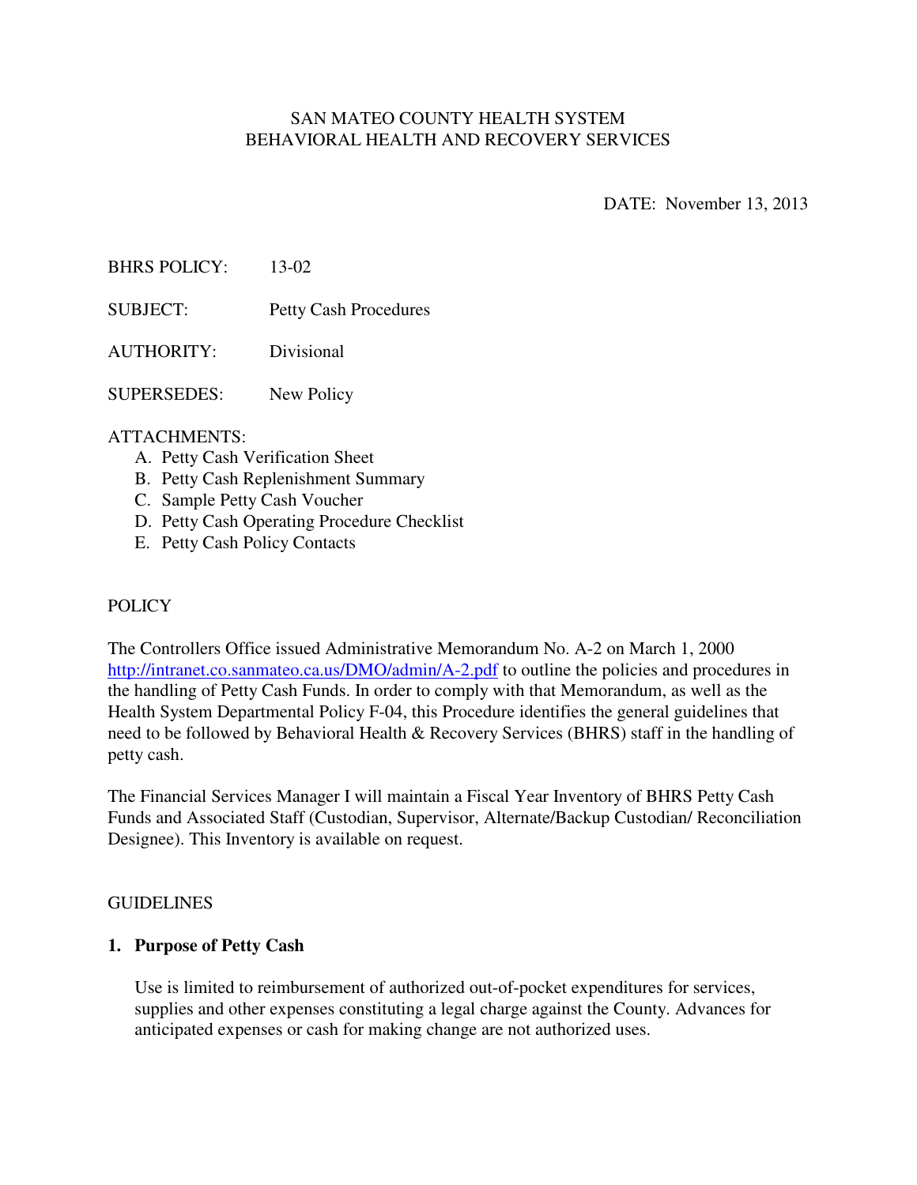SAN MATEO COUNTY HEALTH SYSTEM
BEHAVIORAL HEALTH AND RECOVERY SERVICES

DATE: November 13, 2013

BHRS POLICY: 13-02

SUBJECT: Petty Cash Procedures

AUTHORITY: Divisional

SUPERSEDES: New Policy

ATTACHMENTS:

A. Petty Cash Verification Sheet
B. Petty Cash Replenishment Summary
C. Sample Petty Cash Voucher
D. Petty Cash Operating Procedure Checklist
E. Petty Cash Policy Contacts

POLICY

The Controllers Office issued Administrative Memorandum No. A-2 on March 1, 2000 http://intranet.co.sanmateo.ca.us/DMO/admin/A-2.pdf to outline the policies and procedures in the handling of Petty Cash Funds. In order to comply with that Memorandum, as well as the Health System Departmental Policy F-04, this Procedure identifies the general guidelines that need to be followed by Behavioral Health & Recovery Services (BHRS) staff in the handling of petty cash.

The Financial Services Manager I will maintain a Fiscal Year Inventory of BHRS Petty Cash Funds and Associated Staff (Custodian, Supervisor, Alternate/Backup Custodian/ Reconciliation Designee). This Inventory is available on request.

GUIDELINES

**1. Purpose of Petty Cash**

Use is limited to reimbursement of authorized out-of-pocket expenditures for services, supplies and other expenses constituting a legal charge against the County. Advances for anticipated expenses or cash for making change are not authorized uses.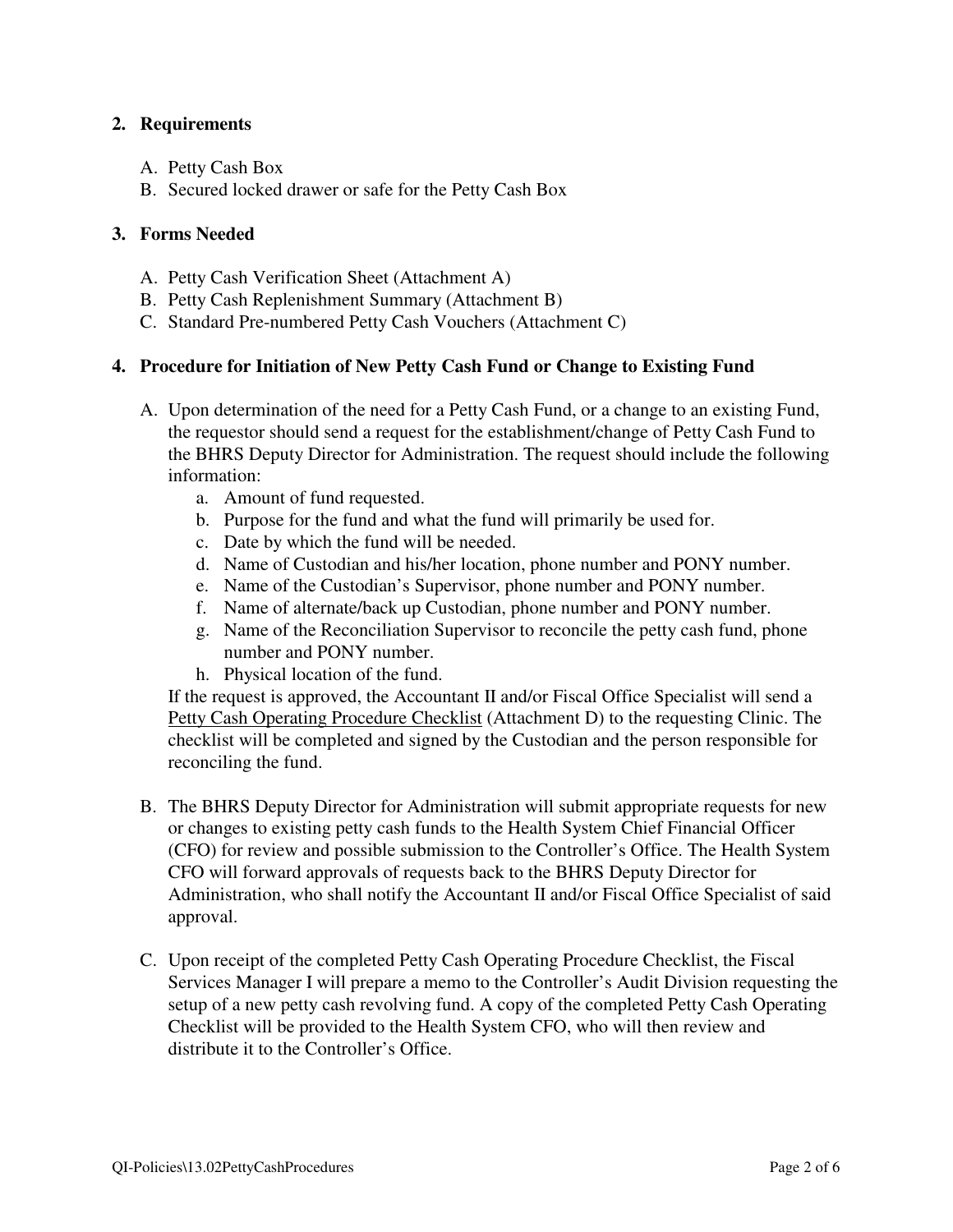## 2. Requirements

A. Petty Cash Box
B. Secured locked drawer or safe for the Petty Cash Box

## 3. Forms Needed

A. Petty Cash Verification Sheet (Attachment A)
B. Petty Cash Replenishment Summary (Attachment B)
C. Standard Pre-numbered Petty Cash Vouchers (Attachment C)

## 4. Procedure for Initiation of New Petty Cash Fund or Change to Existing Fund

A. Upon determination of the need for a Petty Cash Fund, or a change to an existing Fund, the requestor should send a request for the establishment/change of Petty Cash Fund to the BHRS Deputy Director for Administration. The request should include the following information:
   a. Amount of fund requested.
   b. Purpose for the fund and what the fund will primarily be used for.
   c. Date by which the fund will be needed.
   d. Name of Custodian and his/her location, phone number and PONY number.
   e. Name of the Custodian's Supervisor, phone number and PONY number.
   f. Name of alternate/back up Custodian, phone number and PONY number.
   g. Name of the Reconciliation Supervisor to reconcile the petty cash fund, phone number and PONY number.
   h. Physical location of the fund.

   If the request is approved, the Accountant II and/or Fiscal Office Specialist will send a Petty Cash Operating Procedure Checklist (Attachment D) to the requesting Clinic. The checklist will be completed and signed by the Custodian and the person responsible for reconciling the fund.

B. The BHRS Deputy Director for Administration will submit appropriate requests for new or changes to existing petty cash funds to the Health System Chief Financial Officer (CFO) for review and possible submission to the Controller's Office. The Health System CFO will forward approvals of requests back to the BHRS Deputy Director for Administration, who shall notify the Accountant II and/or Fiscal Office Specialist of said approval.

C. Upon receipt of the completed Petty Cash Operating Procedure Checklist, the Fiscal Services Manager I will prepare a memo to the Controller's Audit Division requesting the setup of a new petty cash revolving fund. A copy of the completed Petty Cash Operating Checklist will be provided to the Health System CFO, who will then review and distribute it to the Controller's Office.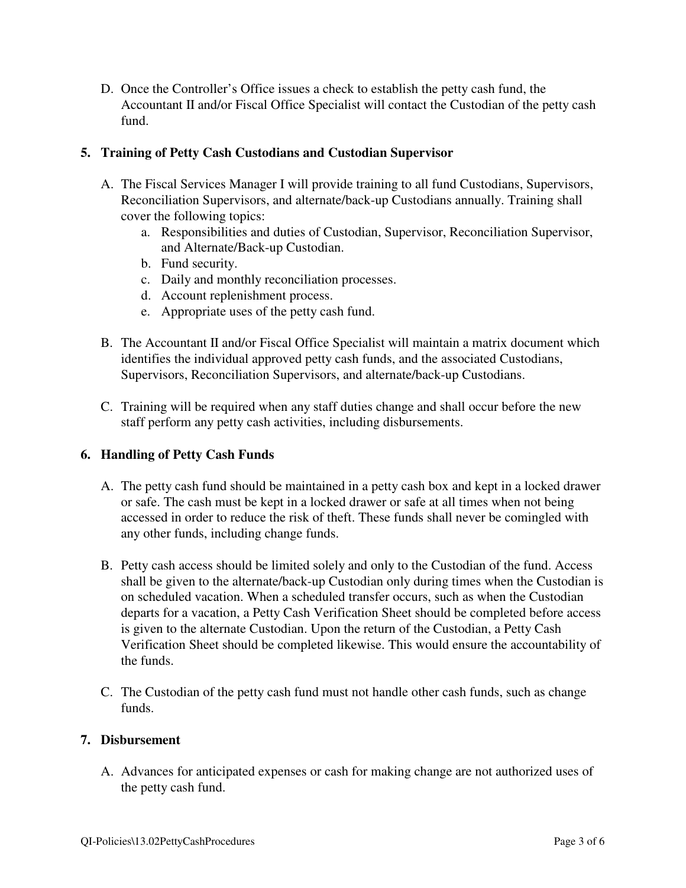D. Once the Controller's Office issues a check to establish the petty cash fund, the Accountant II and/or Fiscal Office Specialist will contact the Custodian of the petty cash fund.

## 5. Training of Petty Cash Custodians and Custodian Supervisor

A. The Fiscal Services Manager I will provide training to all fund Custodians, Supervisors, Reconciliation Supervisors, and alternate/back-up Custodians annually. Training shall cover the following topics:
   a. Responsibilities and duties of Custodian, Supervisor, Reconciliation Supervisor, and Alternate/Back-up Custodian.
   b. Fund security.
   c. Daily and monthly reconciliation processes.
   d. Account replenishment process.
   e. Appropriate uses of the petty cash fund.

B. The Accountant II and/or Fiscal Office Specialist will maintain a matrix document which identifies the individual approved petty cash funds, and the associated Custodians, Supervisors, Reconciliation Supervisors, and alternate/back-up Custodians.

C. Training will be required when any staff duties change and shall occur before the new staff perform any petty cash activities, including disbursements.

## 6. Handling of Petty Cash Funds

A. The petty cash fund should be maintained in a petty cash box and kept in a locked drawer or safe. The cash must be kept in a locked drawer or safe at all times when not being accessed in order to reduce the risk of theft. These funds shall never be comingled with any other funds, including change funds.

B. Petty cash access should be limited solely and only to the Custodian of the fund. Access shall be given to the alternate/back-up Custodian only during times when the Custodian is on scheduled vacation. When a scheduled transfer occurs, such as when the Custodian departs for a vacation, a Petty Cash Verification Sheet should be completed before access is given to the alternate Custodian. Upon the return of the Custodian, a Petty Cash Verification Sheet should be completed likewise. This would ensure the accountability of the funds.

C. The Custodian of the petty cash fund must not handle other cash funds, such as change funds.

## 7. Disbursement

A. Advances for anticipated expenses or cash for making change are not authorized uses of the petty cash fund.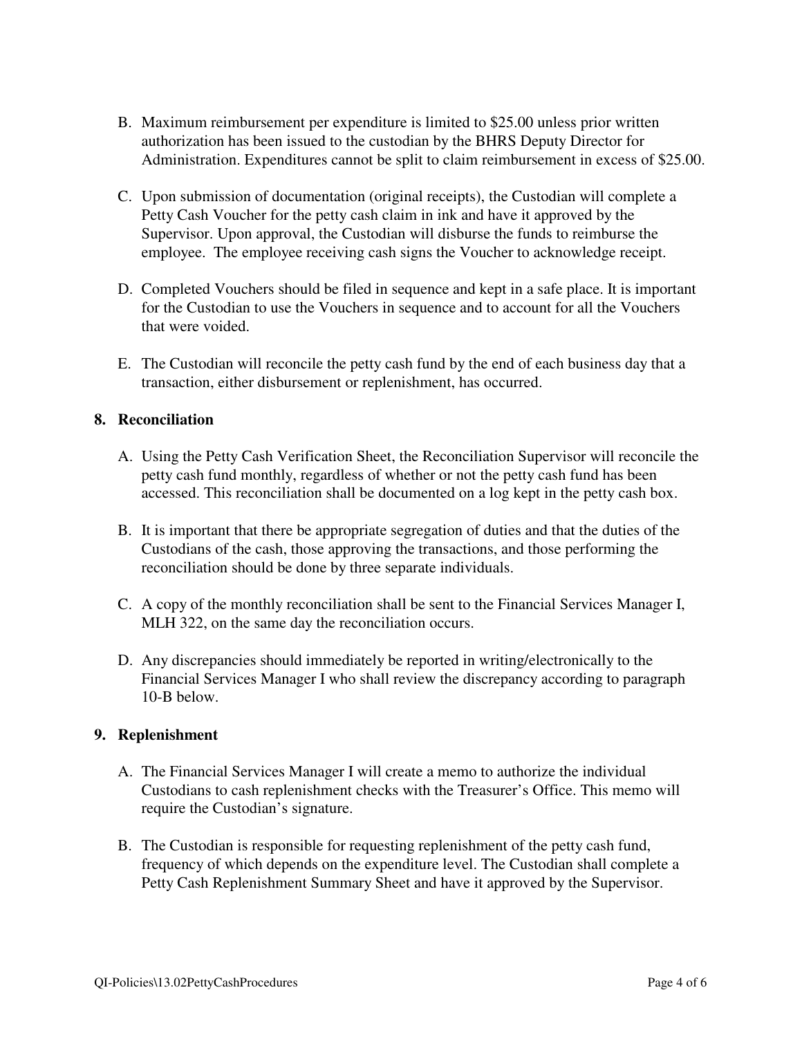B. Maximum reimbursement per expenditure is limited to $25.00 unless prior written authorization has been issued to the custodian by the BHRS Deputy Director for Administration. Expenditures cannot be split to claim reimbursement in excess of $25.00.

C. Upon submission of documentation (original receipts), the Custodian will complete a Petty Cash Voucher for the petty cash claim in ink and have it approved by the Supervisor. Upon approval, the Custodian will disburse the funds to reimburse the employee. The employee receiving cash signs the Voucher to acknowledge receipt.

D. Completed Vouchers should be filed in sequence and kept in a safe place. It is important for the Custodian to use the Vouchers in sequence and to account for all the Vouchers that were voided.

E. The Custodian will reconcile the petty cash fund by the end of each business day that a transaction, either disbursement or replenishment, has occurred.

## 8. Reconciliation

A. Using the Petty Cash Verification Sheet, the Reconciliation Supervisor will reconcile the petty cash fund monthly, regardless of whether or not the petty cash fund has been accessed. This reconciliation shall be documented on a log kept in the petty cash box.

B. It is important that there be appropriate segregation of duties and that the duties of the Custodians of the cash, those approving the transactions, and those performing the reconciliation should be done by three separate individuals.

C. A copy of the monthly reconciliation shall be sent to the Financial Services Manager I, MLH 322, on the same day the reconciliation occurs.

D. Any discrepancies should immediately be reported in writing/electronically to the Financial Services Manager I who shall review the discrepancy according to paragraph 10-B below.

## 9. Replenishment

A. The Financial Services Manager I will create a memo to authorize the individual Custodians to cash replenishment checks with the Treasurer's Office. This memo will require the Custodian's signature.

B. The Custodian is responsible for requesting replenishment of the petty cash fund, frequency of which depends on the expenditure level. The Custodian shall complete a Petty Cash Replenishment Summary Sheet and have it approved by the Supervisor.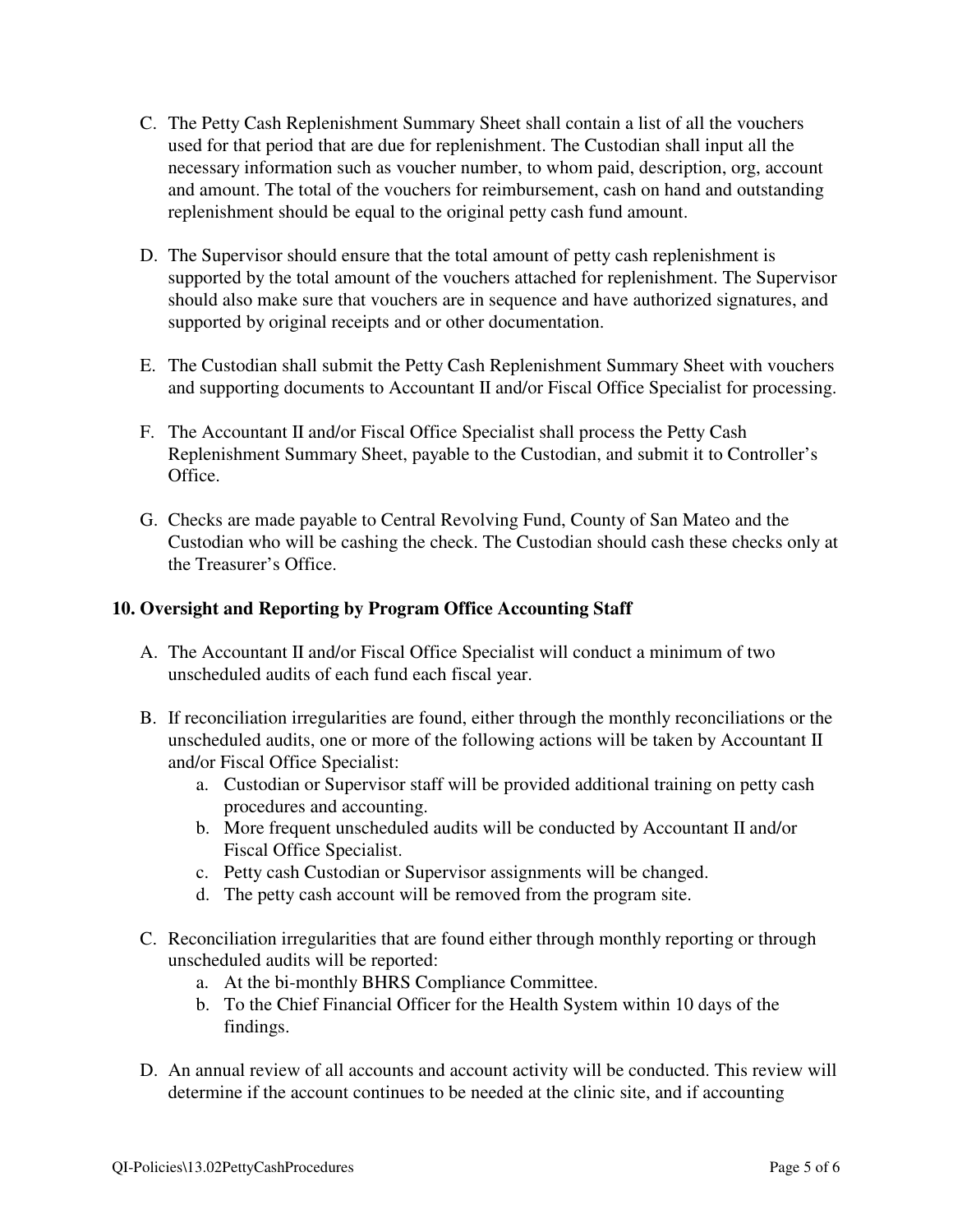C. The Petty Cash Replenishment Summary Sheet shall contain a list of all the vouchers used for that period that are due for replenishment. The Custodian shall input all the necessary information such as voucher number, to whom paid, description, org, account and amount. The total of the vouchers for reimbursement, cash on hand and outstanding replenishment should be equal to the original petty cash fund amount.

D. The Supervisor should ensure that the total amount of petty cash replenishment is supported by the total amount of the vouchers attached for replenishment. The Supervisor should also make sure that vouchers are in sequence and have authorized signatures, and supported by original receipts and or other documentation.

E. The Custodian shall submit the Petty Cash Replenishment Summary Sheet with vouchers and supporting documents to Accountant II and/or Fiscal Office Specialist for processing.

F. The Accountant II and/or Fiscal Office Specialist shall process the Petty Cash Replenishment Summary Sheet, payable to the Custodian, and submit it to Controller's Office.

G. Checks are made payable to Central Revolving Fund, County of San Mateo and the Custodian who will be cashing the check. The Custodian should cash these checks only at the Treasurer's Office.

## 10. Oversight and Reporting by Program Office Accounting Staff

A. The Accountant II and/or Fiscal Office Specialist will conduct a minimum of two unscheduled audits of each fund each fiscal year.

B. If reconciliation irregularities are found, either through the monthly reconciliations or the unscheduled audits, one or more of the following actions will be taken by Accountant II and/or Fiscal Office Specialist:
   a. Custodian or Supervisor staff will be provided additional training on petty cash procedures and accounting.
   b. More frequent unscheduled audits will be conducted by Accountant II and/or Fiscal Office Specialist.
   c. Petty cash Custodian or Supervisor assignments will be changed.
   d. The petty cash account will be removed from the program site.

C. Reconciliation irregularities that are found either through monthly reporting or through unscheduled audits will be reported:
   a. At the bi-monthly BHRS Compliance Committee.
   b. To the Chief Financial Officer for the Health System within 10 days of the findings.

D. An annual review of all accounts and account activity will be conducted. This review will determine if the account continues to be needed at the clinic site, and if accounting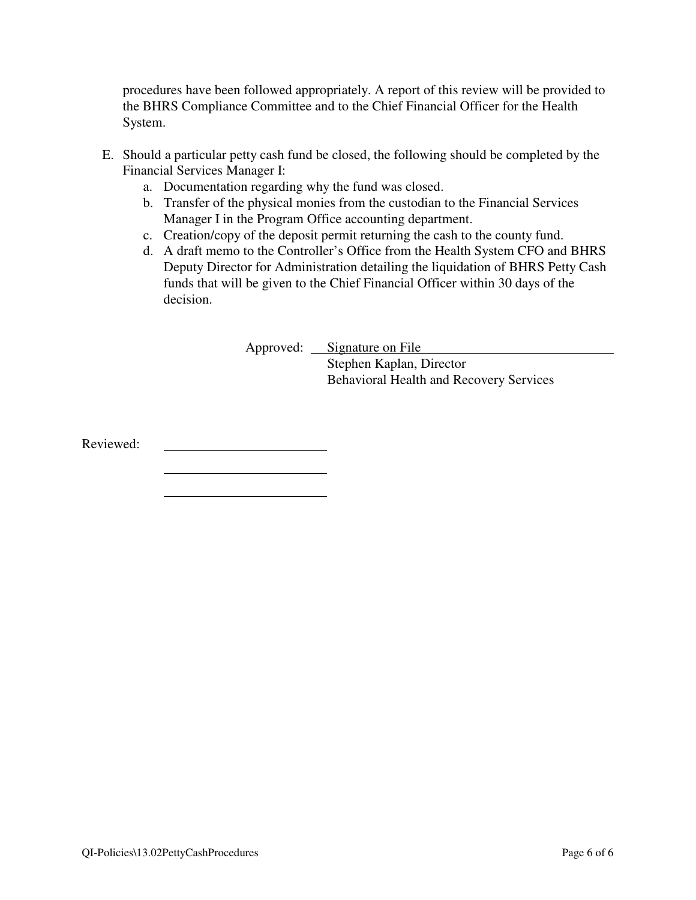procedures have been followed appropriately. A report of this review will be provided to the BHRS Compliance Committee and to the Chief Financial Officer for the Health System.

E. Should a particular petty cash fund be closed, the following should be completed by the Financial Services Manager I:
   a. Documentation regarding why the fund was closed.
   b. Transfer of the physical monies from the custodian to the Financial Services Manager I in the Program Office accounting department.
   c. Creation/copy of the deposit permit returning the cash to the county fund.
   d. A draft memo to the Controller's Office from the Health System CFO and BHRS Deputy Director for Administration detailing the liquidation of BHRS Petty Cash funds that will be given to the Chief Financial Officer within 30 days of the decision.

Approved: Signature on File
Stephen Kaplan, Director
Behavioral Health and Recovery Services

Reviewed: ______________________

______________________

______________________